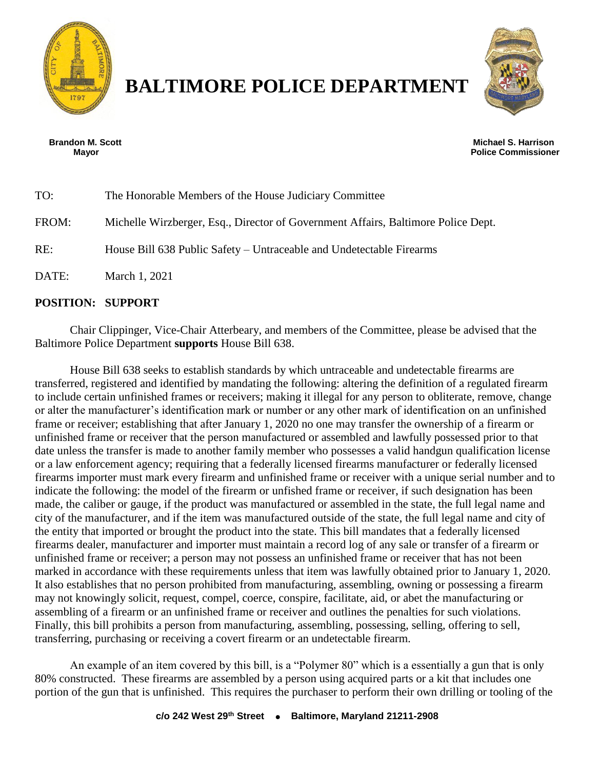# BALTIMORE POLICE DEPARTMENT

**Brandon M. Scott**
**Mayor**

**Michael S. Harrison**
**Police Commissioner**

TO: The Honorable Members of the House Judiciary Committee

FROM: Michelle Wirzberger, Esq., Director of Government Affairs, Baltimore Police Dept.

RE: House Bill 638 Public Safety – Untraceable and Undetectable Firearms

DATE: March 1, 2021

**POSITION: SUPPORT**

Chair Clippinger, Vice-Chair Atterbeary, and members of the Committee, please be advised that the Baltimore Police Department **supports** House Bill 638.

House Bill 638 seeks to establish standards by which untraceable and undetectable firearms are transferred, registered and identified by mandating the following: altering the definition of a regulated firearm to include certain unfinished frames or receivers; making it illegal for any person to obliterate, remove, change or alter the manufacturer's identification mark or number or any other mark of identification on an unfinished frame or receiver; establishing that after January 1, 2020 no one may transfer the ownership of a firearm or unfinished frame or receiver that the person manufactured or assembled and lawfully possessed prior to that date unless the transfer is made to another family member who possesses a valid handgun qualification license or a law enforcement agency; requiring that a federally licensed firearms manufacturer or federally licensed firearms importer must mark every firearm and unfinished frame or receiver with a unique serial number and to indicate the following: the model of the firearm or unfished frame or receiver, if such designation has been made, the caliber or gauge, if the product was manufactured or assembled in the state, the full legal name and city of the manufacturer, and if the item was manufactured outside of the state, the full legal name and city of the entity that imported or brought the product into the state. This bill mandates that a federally licensed firearms dealer, manufacturer and importer must maintain a record log of any sale or transfer of a firearm or unfinished frame or receiver; a person may not possess an unfinished frame or receiver that has not been marked in accordance with these requirements unless that item was lawfully obtained prior to January 1, 2020. It also establishes that no person prohibited from manufacturing, assembling, owning or possessing a firearm may not knowingly solicit, request, compel, coerce, conspire, facilitate, aid, or abet the manufacturing or assembling of a firearm or an unfinished frame or receiver and outlines the penalties for such violations. Finally, this bill prohibits a person from manufacturing, assembling, possessing, selling, offering to sell, transferring, purchasing or receiving a covert firearm or an undetectable firearm.

An example of an item covered by this bill, is a "Polymer 80" which is a essentially a gun that is only 80% constructed. These firearms are assembled by a person using acquired parts or a kit that includes one portion of the gun that is unfinished. This requires the purchaser to perform their own drilling or tooling of the

c/o 242 West 29th Street • Baltimore, Maryland 21211-2908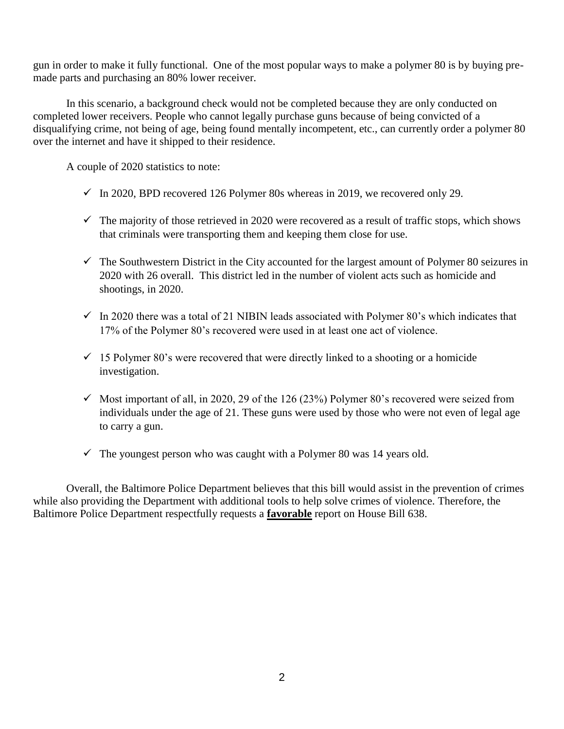gun in order to make it fully functional. One of the most popular ways to make a polymer 80 is by buying pre-made parts and purchasing an 80% lower receiver.

In this scenario, a background check would not be completed because they are only conducted on completed lower receivers. People who cannot legally purchase guns because of being convicted of a disqualifying crime, not being of age, being found mentally incompetent, etc., can currently order a polymer 80 over the internet and have it shipped to their residence.

A couple of 2020 statistics to note:

- ✓ In 2020, BPD recovered 126 Polymer 80s whereas in 2019, we recovered only 29.
- ✓ The majority of those retrieved in 2020 were recovered as a result of traffic stops, which shows that criminals were transporting them and keeping them close for use.
- ✓ The Southwestern District in the City accounted for the largest amount of Polymer 80 seizures in 2020 with 26 overall. This district led in the number of violent acts such as homicide and shootings, in 2020.
- ✓ In 2020 there was a total of 21 NIBIN leads associated with Polymer 80's which indicates that 17% of the Polymer 80's recovered were used in at least one act of violence.
- ✓ 15 Polymer 80's were recovered that were directly linked to a shooting or a homicide investigation.
- ✓ Most important of all, in 2020, 29 of the 126 (23%) Polymer 80's recovered were seized from individuals under the age of 21. These guns were used by those who were not even of legal age to carry a gun.
- ✓ The youngest person who was caught with a Polymer 80 was 14 years old.

Overall, the Baltimore Police Department believes that this bill would assist in the prevention of crimes while also providing the Department with additional tools to help solve crimes of violence. Therefore, the Baltimore Police Department respectfully requests a **favorable** report on House Bill 638.